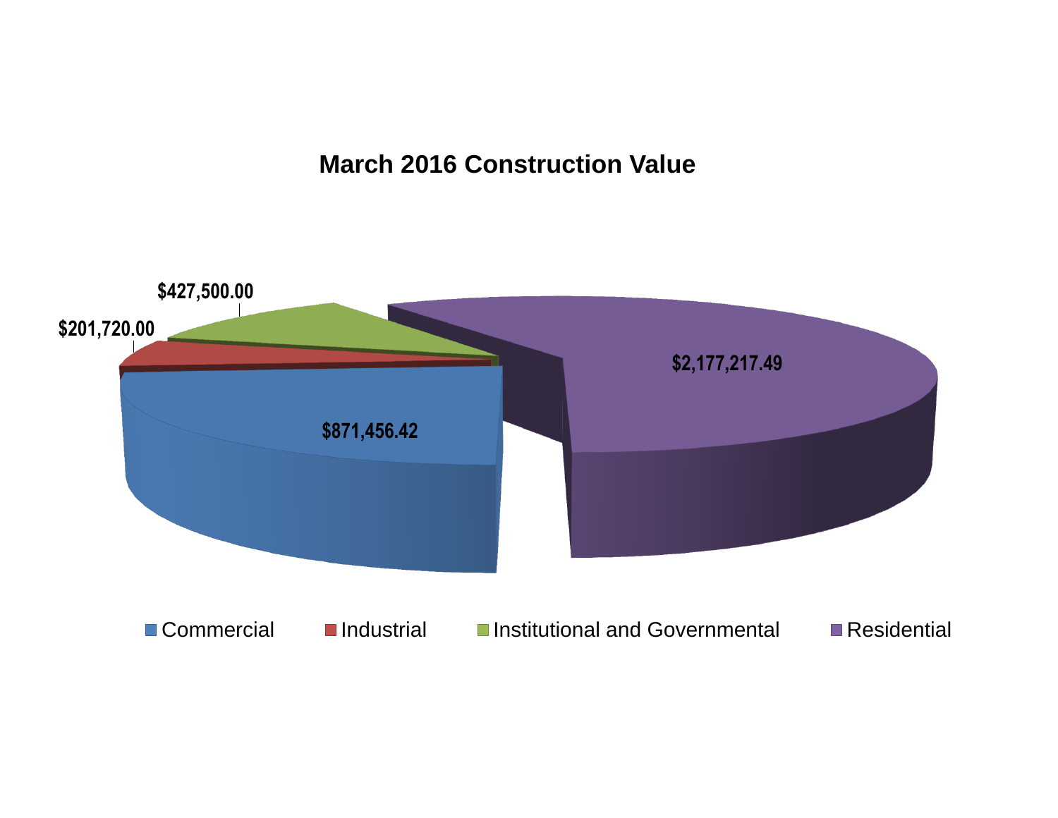# March 2016 Construction Value

| Category | Value |
| --- | --- |
| Commercial | $871,456.42 |
| Industrial | $201,720.00 |
| Institutional and Governmental | $427,500.00 |
| Residential | $2,177,217.49 |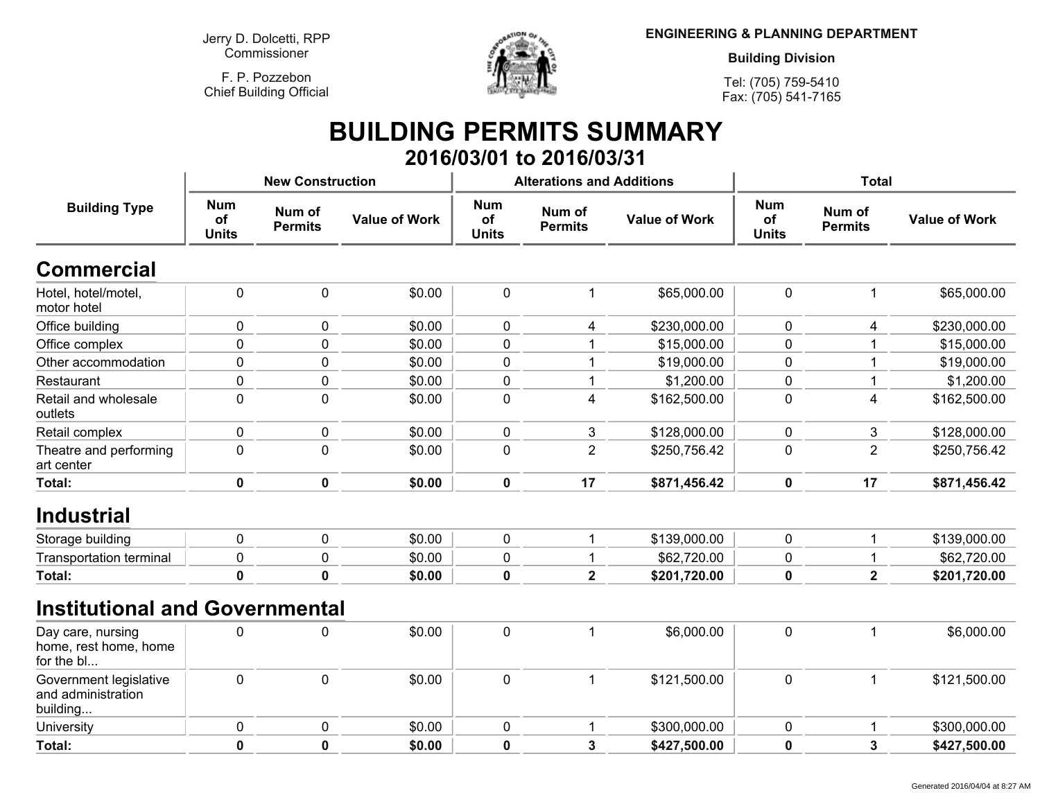Jerry D. Dolcetti, RPP
Commissioner

F. P. Pozzebon
Chief Building Official

**ENGINEERING & PLANNING DEPARTMENT**

**Building Division**

Tel: (705) 759-5410
Fax: (705) 541-7165

# BUILDING PERMITS SUMMARY

## 2016/03/01 to 2016/03/31

| Building Type | New Construction | | | Alterations and Additions | | | Total | | |
|---|---|---|---|---|---|---|---|---|---|
| | Num of Units | Num of Permits | Value of Work | Num of Units | Num of Permits | Value of Work | Num of Units | Num of Permits | Value of Work |
| **Commercial** | | | | | | | | | |
| Hotel, hotel/motel, motor hotel | 0 | 0 | $0.00 | 0 | 1 | $65,000.00 | 0 | 1 | $65,000.00 |
| Office building | 0 | 0 | $0.00 | 0 | 4 | $230,000.00 | 0 | 4 | $230,000.00 |
| Office complex | 0 | 0 | $0.00 | 0 | 1 | $15,000.00 | 0 | 1 | $15,000.00 |
| Other accommodation | 0 | 0 | $0.00 | 0 | 1 | $19,000.00 | 0 | 1 | $19,000.00 |
| Restaurant | 0 | 0 | $0.00 | 0 | 1 | $1,200.00 | 0 | 1 | $1,200.00 |
| Retail and wholesale outlets | 0 | 0 | $0.00 | 0 | 4 | $162,500.00 | 0 | 4 | $162,500.00 |
| Retail complex | 0 | 0 | $0.00 | 0 | 3 | $128,000.00 | 0 | 3 | $128,000.00 |
| Theatre and performing art center | 0 | 0 | $0.00 | 0 | 2 | $250,756.42 | 0 | 2 | $250,756.42 |
| **Total:** | **0** | **0** | **$0.00** | **0** | **17** | **$871,456.42** | **0** | **17** | **$871,456.42** |
| **Industrial** | | | | | | | | | |
| Storage building | 0 | 0 | $0.00 | 0 | 1 | $139,000.00 | 0 | 1 | $139,000.00 |
| Transportation terminal | 0 | 0 | $0.00 | 0 | 1 | $62,720.00 | 0 | 1 | $62,720.00 |
| **Total:** | **0** | **0** | **$0.00** | **0** | **2** | **$201,720.00** | **0** | **2** | **$201,720.00** |
| **Institutional and Governmental** | | | | | | | | | |
| Day care, nursing home, rest home, home for the bl... | 0 | 0 | $0.00 | 0 | 1 | $6,000.00 | 0 | 1 | $6,000.00 |
| Government legislative and administration building... | 0 | 0 | $0.00 | 0 | 1 | $121,500.00 | 0 | 1 | $121,500.00 |
| University | 0 | 0 | $0.00 | 0 | 1 | $300,000.00 | 0 | 1 | $300,000.00 |
| **Total:** | **0** | **0** | **$0.00** | **0** | **3** | **$427,500.00** | **0** | **3** | **$427,500.00** |

Generated 2016/04/04 at 8:27 AM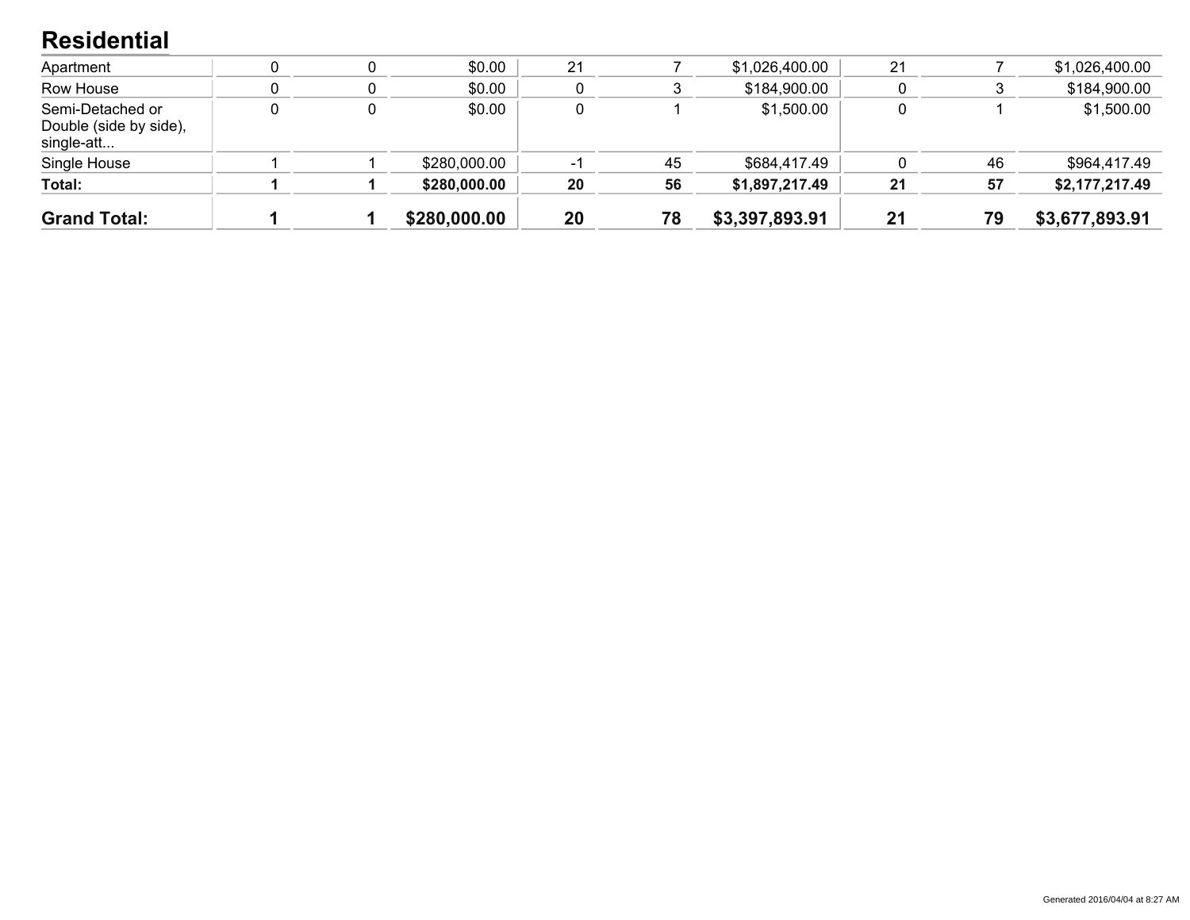## Residential

| | | | | | | | | | |
|---|---|---|---|---|---|---|---|---|---|
| Apartment | 0 | 0 | $0.00 | 21 | 7 | $1,026,400.00 | 21 | 7 | $1,026,400.00 |
| Row House | 0 | 0 | $0.00 | 0 | 3 | $184,900.00 | 0 | 3 | $184,900.00 |
| Semi-Detached or Double (side by side), single-att... | 0 | 0 | $0.00 | 0 | 1 | $1,500.00 | 0 | 1 | $1,500.00 |
| Single House | 1 | 1 | $280,000.00 | -1 | 45 | $684,417.49 | 0 | 46 | $964,417.49 |
| **Total:** | **1** | **1** | **$280,000.00** | **20** | **56** | **$1,897,217.49** | **21** | **57** | **$2,177,217.49** |
| **Grand Total:** | **1** | **1** | **$280,000.00** | **20** | **78** | **$3,397,893.91** | **21** | **79** | **$3,677,893.91** |

Generated 2016/04/04 at 8:27 AM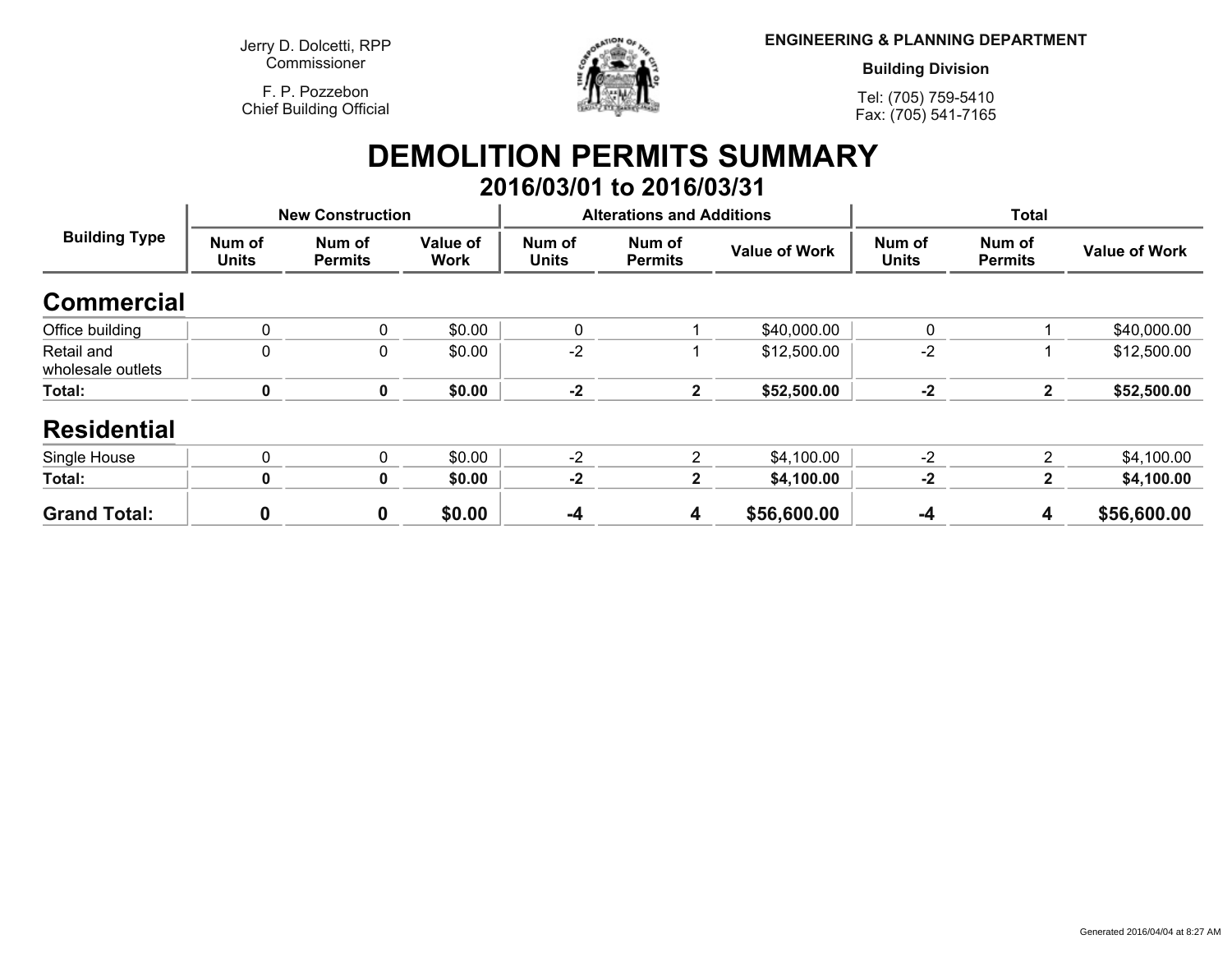Jerry D. Dolcetti, RPP
Commissioner

F. P. Pozzebon
Chief Building Official

**ENGINEERING & PLANNING DEPARTMENT**

**Building Division**

Tel: (705) 759-5410
Fax: (705) 541-7165

# DEMOLITION PERMITS SUMMARY

## 2016/03/01 to 2016/03/31

| Building Type | New Construction | | | Alterations and Additions | | | Total | | |
|---|---|---|---|---|---|---|---|---|---|
| | Num of Units | Num of Permits | Value of Work | Num of Units | Num of Permits | Value of Work | Num of Units | Num of Permits | Value of Work |
| **Commercial** | | | | | | | | | |
| Office building | 0 | 0 | $0.00 | 0 | 1 | $40,000.00 | 0 | 1 | $40,000.00 |
| Retail and wholesale outlets | 0 | 0 | $0.00 | -2 | 1 | $12,500.00 | -2 | 1 | $12,500.00 |
| **Total:** | **0** | **0** | **$0.00** | **-2** | **2** | **$52,500.00** | **-2** | **2** | **$52,500.00** |
| **Residential** | | | | | | | | | |
| Single House | 0 | 0 | $0.00 | -2 | 2 | $4,100.00 | -2 | 2 | $4,100.00 |
| **Total:** | **0** | **0** | **$0.00** | **-2** | **2** | **$4,100.00** | **-2** | **2** | **$4,100.00** |
| **Grand Total:** | **0** | **0** | **$0.00** | **-4** | **4** | **$56,600.00** | **-4** | **4** | **$56,600.00** |

Generated 2016/04/04 at 8:27 AM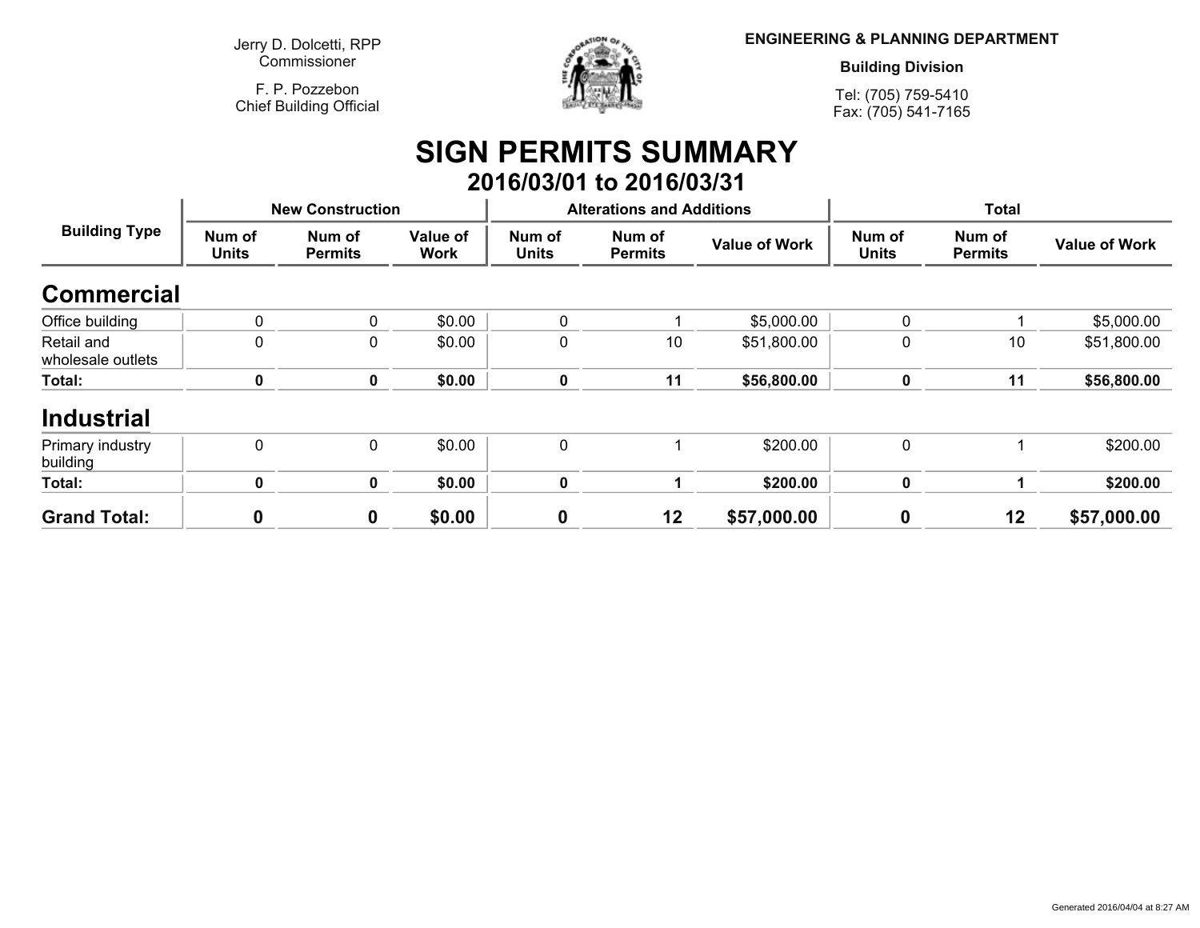Jerry D. Dolcetti, RPP
Commissioner

F. P. Pozzebon
Chief Building Official

**ENGINEERING & PLANNING DEPARTMENT**

**Building Division**

Tel: (705) 759-5410
Fax: (705) 541-7165

# SIGN PERMITS SUMMARY

## 2016/03/01 to 2016/03/31

| Building Type | New Construction | | | Alterations and Additions | | | Total | | |
|---|---|---|---|---|---|---|---|---|---|
| | Num of Units | Num of Permits | Value of Work | Num of Units | Num of Permits | Value of Work | Num of Units | Num of Permits | Value of Work |
| **Commercial** | | | | | | | | | |
| Office building | 0 | 0 | $0.00 | 0 | 1 | $5,000.00 | 0 | 1 | $5,000.00 |
| Retail and wholesale outlets | 0 | 0 | $0.00 | 0 | 10 | $51,800.00 | 0 | 10 | $51,800.00 |
| **Total:** | **0** | **0** | **$0.00** | **0** | **11** | **$56,800.00** | **0** | **11** | **$56,800.00** |
| **Industrial** | | | | | | | | | |
| Primary industry building | 0 | 0 | $0.00 | 0 | 1 | $200.00 | 0 | 1 | $200.00 |
| **Total:** | **0** | **0** | **$0.00** | **0** | **1** | **$200.00** | **0** | **1** | **$200.00** |
| **Grand Total:** | **0** | **0** | **$0.00** | **0** | **12** | **$57,000.00** | **0** | **12** | **$57,000.00** |

Generated 2016/04/04 at 8:27 AM